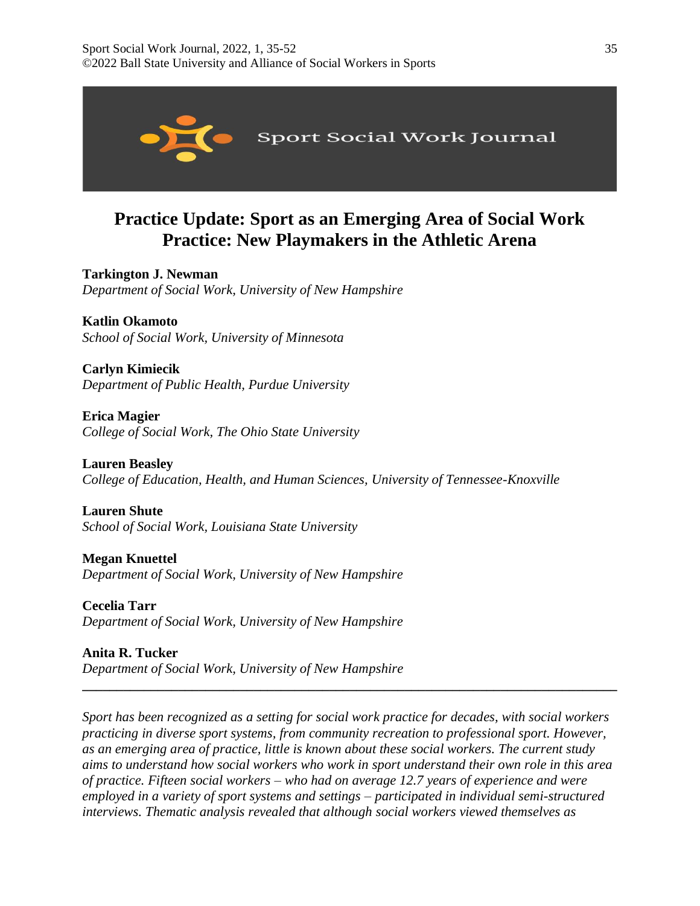# Practice Update: Sport as an Emerging Area of Social Work Practice: New Playmakers in the Athletic Arena

**Tarkington J. Newman**
*Department of Social Work, University of New Hampshire*

**Katlin Okamoto**
*School of Social Work, University of Minnesota*

**Carlyn Kimiecik**
*Department of Public Health, Purdue University*

**Erica Magier**
*College of Social Work, The Ohio State University*

**Lauren Beasley**
*College of Education, Health, and Human Sciences, University of Tennessee-Knoxville*

**Lauren Shute**
*School of Social Work, Louisiana State University*

**Megan Knuettel**
*Department of Social Work, University of New Hampshire*

**Cecelia Tarr**
*Department of Social Work, University of New Hampshire*

**Anita R. Tucker**
*Department of Social Work, University of New Hampshire*

---

*Sport has been recognized as a setting for social work practice for decades, with social workers practicing in diverse sport systems, from community recreation to professional sport. However, as an emerging area of practice, little is known about these social workers. The current study aims to understand how social workers who work in sport understand their own role in this area of practice. Fifteen social workers – who had on average 12.7 years of experience and were employed in a variety of sport systems and settings – participated in individual semi-structured interviews. Thematic analysis revealed that although social workers viewed themselves as*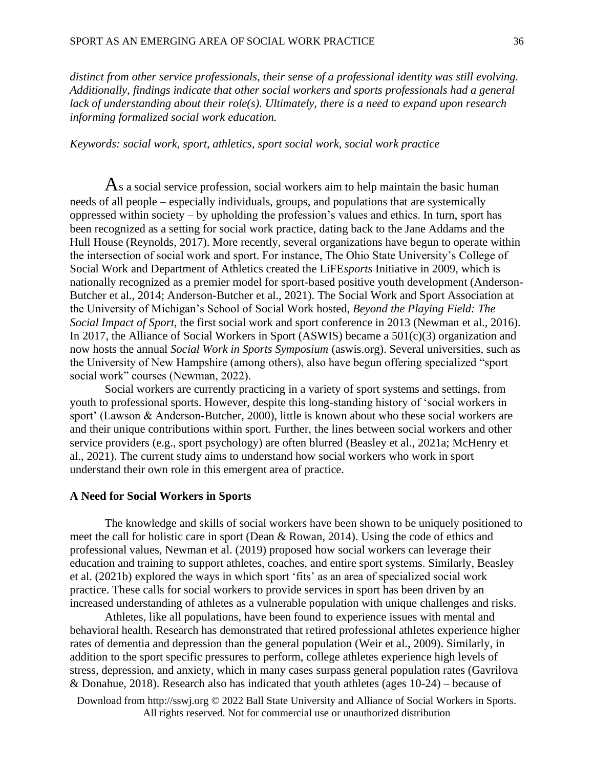*distinct from other service professionals, their sense of a professional identity was still evolving. Additionally, findings indicate that other social workers and sports professionals had a general lack of understanding about their role(s). Ultimately, there is a need to expand upon research informing formalized social work education.*

*Keywords: social work, sport, athletics, sport social work, social work practice*

As a social service profession, social workers aim to help maintain the basic human needs of all people – especially individuals, groups, and populations that are systemically oppressed within society – by upholding the profession's values and ethics. In turn, sport has been recognized as a setting for social work practice, dating back to the Jane Addams and the Hull House (Reynolds, 2017). More recently, several organizations have begun to operate within the intersection of social work and sport. For instance, The Ohio State University's College of Social Work and Department of Athletics created the LiFE*sports* Initiative in 2009, which is nationally recognized as a premier model for sport-based positive youth development (Anderson-Butcher et al., 2014; Anderson-Butcher et al., 2021). The Social Work and Sport Association at the University of Michigan's School of Social Work hosted, *Beyond the Playing Field: The Social Impact of Sport*, the first social work and sport conference in 2013 (Newman et al., 2016). In 2017, the Alliance of Social Workers in Sport (ASWIS) became a 501(c)(3) organization and now hosts the annual *Social Work in Sports Symposium* (aswis.org). Several universities, such as the University of New Hampshire (among others), also have begun offering specialized "sport social work" courses (Newman, 2022).

Social workers are currently practicing in a variety of sport systems and settings, from youth to professional sports. However, despite this long-standing history of 'social workers in sport' (Lawson & Anderson-Butcher, 2000), little is known about who these social workers are and their unique contributions within sport. Further, the lines between social workers and other service providers (e.g., sport psychology) are often blurred (Beasley et al., 2021a; McHenry et al., 2021). The current study aims to understand how social workers who work in sport understand their own role in this emergent area of practice.

## A Need for Social Workers in Sports

The knowledge and skills of social workers have been shown to be uniquely positioned to meet the call for holistic care in sport (Dean & Rowan, 2014). Using the code of ethics and professional values, Newman et al. (2019) proposed how social workers can leverage their education and training to support athletes, coaches, and entire sport systems. Similarly, Beasley et al. (2021b) explored the ways in which sport 'fits' as an area of specialized social work practice. These calls for social workers to provide services in sport has been driven by an increased understanding of athletes as a vulnerable population with unique challenges and risks.

Athletes, like all populations, have been found to experience issues with mental and behavioral health. Research has demonstrated that retired professional athletes experience higher rates of dementia and depression than the general population (Weir et al., 2009). Similarly, in addition to the sport specific pressures to perform, college athletes experience high levels of stress, depression, and anxiety, which in many cases surpass general population rates (Gavrilova & Donahue, 2018). Research also has indicated that youth athletes (ages 10-24) – because of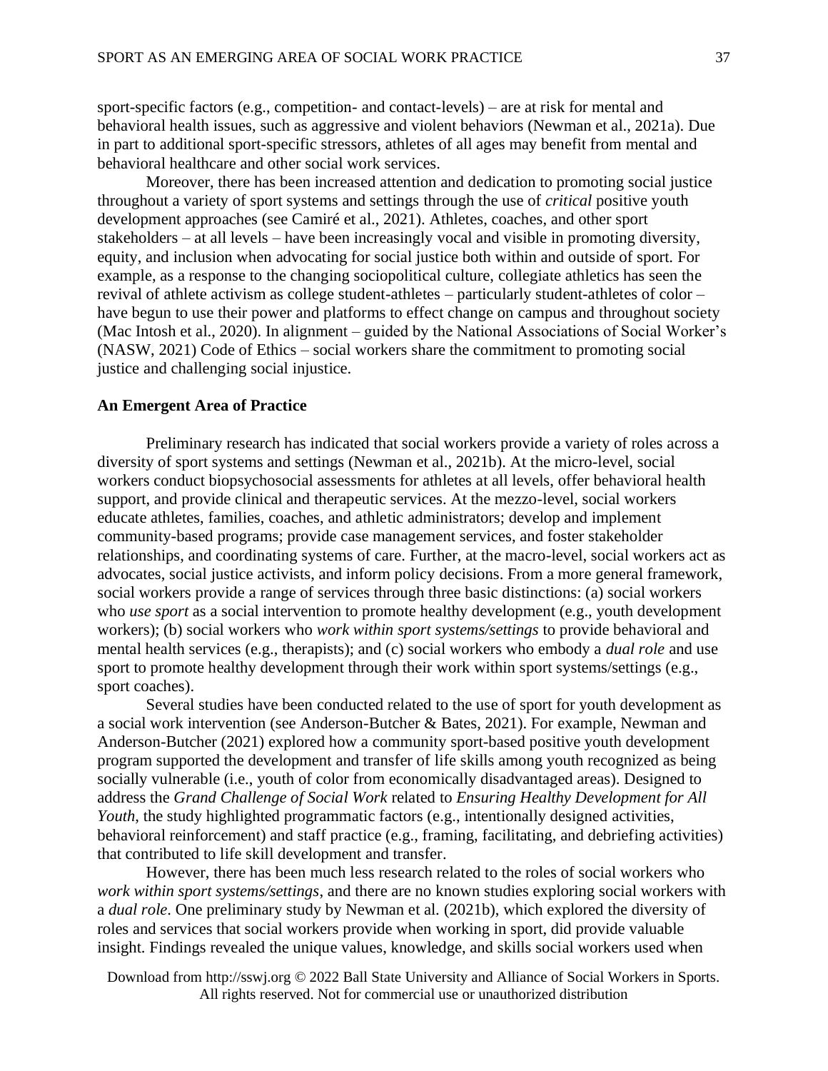sport-specific factors (e.g., competition- and contact-levels) – are at risk for mental and behavioral health issues, such as aggressive and violent behaviors (Newman et al., 2021a). Due in part to additional sport-specific stressors, athletes of all ages may benefit from mental and behavioral healthcare and other social work services.

Moreover, there has been increased attention and dedication to promoting social justice throughout a variety of sport systems and settings through the use of *critical* positive youth development approaches (see Camiré et al., 2021). Athletes, coaches, and other sport stakeholders – at all levels – have been increasingly vocal and visible in promoting diversity, equity, and inclusion when advocating for social justice both within and outside of sport. For example, as a response to the changing sociopolitical culture, collegiate athletics has seen the revival of athlete activism as college student-athletes – particularly student-athletes of color – have begun to use their power and platforms to effect change on campus and throughout society (Mac Intosh et al., 2020). In alignment – guided by the National Associations of Social Worker's (NASW, 2021) Code of Ethics – social workers share the commitment to promoting social justice and challenging social injustice.

## An Emergent Area of Practice

Preliminary research has indicated that social workers provide a variety of roles across a diversity of sport systems and settings (Newman et al., 2021b). At the micro-level, social workers conduct biopsychosocial assessments for athletes at all levels, offer behavioral health support, and provide clinical and therapeutic services. At the mezzo-level, social workers educate athletes, families, coaches, and athletic administrators; develop and implement community-based programs; provide case management services, and foster stakeholder relationships, and coordinating systems of care. Further, at the macro-level, social workers act as advocates, social justice activists, and inform policy decisions. From a more general framework, social workers provide a range of services through three basic distinctions: (a) social workers who *use sport* as a social intervention to promote healthy development (e.g., youth development workers); (b) social workers who *work within sport systems/settings* to provide behavioral and mental health services (e.g., therapists); and (c) social workers who embody a *dual role* and use sport to promote healthy development through their work within sport systems/settings (e.g., sport coaches).

Several studies have been conducted related to the use of sport for youth development as a social work intervention (see Anderson-Butcher & Bates, 2021). For example, Newman and Anderson-Butcher (2021) explored how a community sport-based positive youth development program supported the development and transfer of life skills among youth recognized as being socially vulnerable (i.e., youth of color from economically disadvantaged areas). Designed to address the *Grand Challenge of Social Work* related to *Ensuring Healthy Development for All Youth*, the study highlighted programmatic factors (e.g., intentionally designed activities, behavioral reinforcement) and staff practice (e.g., framing, facilitating, and debriefing activities) that contributed to life skill development and transfer.

However, there has been much less research related to the roles of social workers who *work within sport systems/settings*, and there are no known studies exploring social workers with a *dual role*. One preliminary study by Newman et al. (2021b), which explored the diversity of roles and services that social workers provide when working in sport, did provide valuable insight. Findings revealed the unique values, knowledge, and skills social workers used when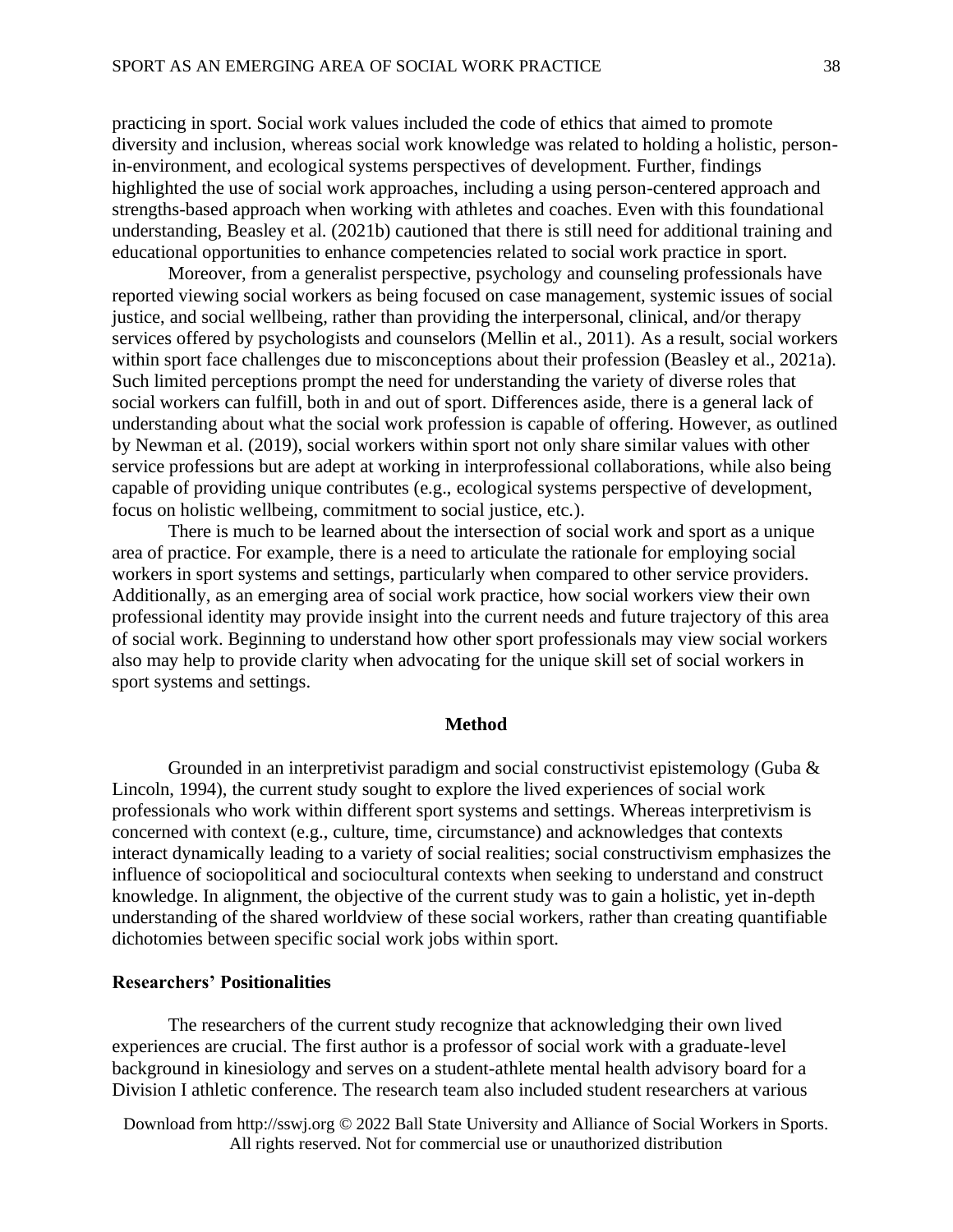practicing in sport. Social work values included the code of ethics that aimed to promote diversity and inclusion, whereas social work knowledge was related to holding a holistic, person-in-environment, and ecological systems perspectives of development. Further, findings highlighted the use of social work approaches, including a using person-centered approach and strengths-based approach when working with athletes and coaches. Even with this foundational understanding, Beasley et al. (2021b) cautioned that there is still need for additional training and educational opportunities to enhance competencies related to social work practice in sport.

Moreover, from a generalist perspective, psychology and counseling professionals have reported viewing social workers as being focused on case management, systemic issues of social justice, and social wellbeing, rather than providing the interpersonal, clinical, and/or therapy services offered by psychologists and counselors (Mellin et al., 2011). As a result, social workers within sport face challenges due to misconceptions about their profession (Beasley et al., 2021a). Such limited perceptions prompt the need for understanding the variety of diverse roles that social workers can fulfill, both in and out of sport. Differences aside, there is a general lack of understanding about what the social work profession is capable of offering. However, as outlined by Newman et al. (2019), social workers within sport not only share similar values with other service professions but are adept at working in interprofessional collaborations, while also being capable of providing unique contributes (e.g., ecological systems perspective of development, focus on holistic wellbeing, commitment to social justice, etc.).

There is much to be learned about the intersection of social work and sport as a unique area of practice. For example, there is a need to articulate the rationale for employing social workers in sport systems and settings, particularly when compared to other service providers. Additionally, as an emerging area of social work practice, how social workers view their own professional identity may provide insight into the current needs and future trajectory of this area of social work. Beginning to understand how other sport professionals may view social workers also may help to provide clarity when advocating for the unique skill set of social workers in sport systems and settings.

## Method

Grounded in an interpretivist paradigm and social constructivist epistemology (Guba & Lincoln, 1994), the current study sought to explore the lived experiences of social work professionals who work within different sport systems and settings. Whereas interpretivism is concerned with context (e.g., culture, time, circumstance) and acknowledges that contexts interact dynamically leading to a variety of social realities; social constructivism emphasizes the influence of sociopolitical and sociocultural contexts when seeking to understand and construct knowledge. In alignment, the objective of the current study was to gain a holistic, yet in-depth understanding of the shared worldview of these social workers, rather than creating quantifiable dichotomies between specific social work jobs within sport.

### Researchers' Positionalities

The researchers of the current study recognize that acknowledging their own lived experiences are crucial. The first author is a professor of social work with a graduate-level background in kinesiology and serves on a student-athlete mental health advisory board for a Division I athletic conference. The research team also included student researchers at various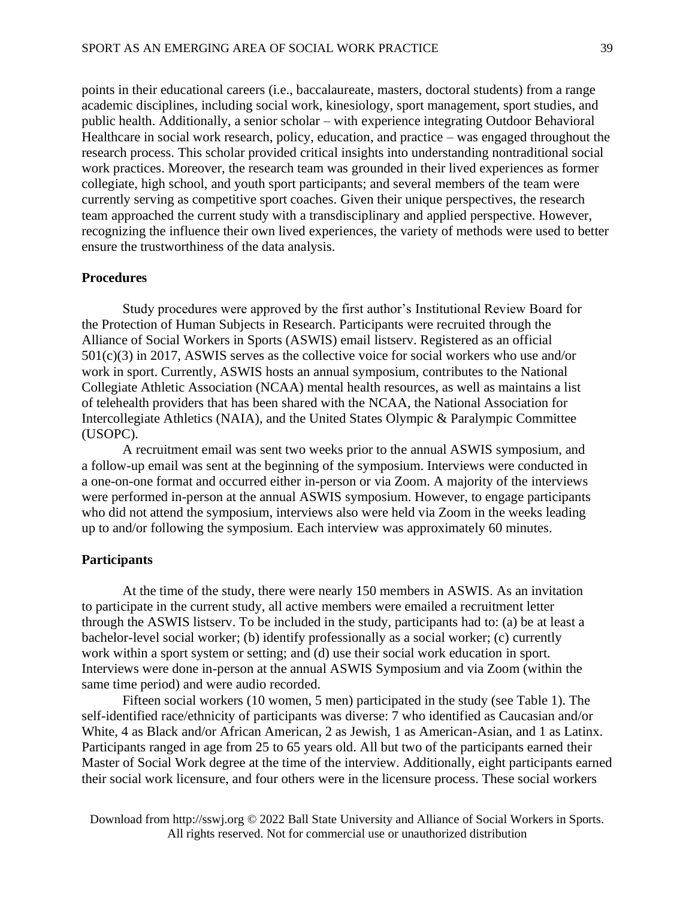points in their educational careers (i.e., baccalaureate, masters, doctoral students) from a range academic disciplines, including social work, kinesiology, sport management, sport studies, and public health. Additionally, a senior scholar – with experience integrating Outdoor Behavioral Healthcare in social work research, policy, education, and practice – was engaged throughout the research process. This scholar provided critical insights into understanding nontraditional social work practices. Moreover, the research team was grounded in their lived experiences as former collegiate, high school, and youth sport participants; and several members of the team were currently serving as competitive sport coaches. Given their unique perspectives, the research team approached the current study with a transdisciplinary and applied perspective. However, recognizing the influence their own lived experiences, the variety of methods were used to better ensure the trustworthiness of the data analysis.

### Procedures

Study procedures were approved by the first author's Institutional Review Board for the Protection of Human Subjects in Research. Participants were recruited through the Alliance of Social Workers in Sports (ASWIS) email listserv. Registered as an official 501(c)(3) in 2017, ASWIS serves as the collective voice for social workers who use and/or work in sport. Currently, ASWIS hosts an annual symposium, contributes to the National Collegiate Athletic Association (NCAA) mental health resources, as well as maintains a list of telehealth providers that has been shared with the NCAA, the National Association for Intercollegiate Athletics (NAIA), and the United States Olympic & Paralympic Committee (USOPC).

A recruitment email was sent two weeks prior to the annual ASWIS symposium, and a follow-up email was sent at the beginning of the symposium. Interviews were conducted in a one-on-one format and occurred either in-person or via Zoom. A majority of the interviews were performed in-person at the annual ASWIS symposium. However, to engage participants who did not attend the symposium, interviews also were held via Zoom in the weeks leading up to and/or following the symposium. Each interview was approximately 60 minutes.

### Participants

At the time of the study, there were nearly 150 members in ASWIS. As an invitation to participate in the current study, all active members were emailed a recruitment letter through the ASWIS listserv. To be included in the study, participants had to: (a) be at least a bachelor-level social worker; (b) identify professionally as a social worker; (c) currently work within a sport system or setting; and (d) use their social work education in sport. Interviews were done in-person at the annual ASWIS Symposium and via Zoom (within the same time period) and were audio recorded.

Fifteen social workers (10 women, 5 men) participated in the study (see Table 1). The self-identified race/ethnicity of participants was diverse: 7 who identified as Caucasian and/or White, 4 as Black and/or African American, 2 as Jewish, 1 as American-Asian, and 1 as Latinx. Participants ranged in age from 25 to 65 years old. All but two of the participants earned their Master of Social Work degree at the time of the interview. Additionally, eight participants earned their social work licensure, and four others were in the licensure process. These social workers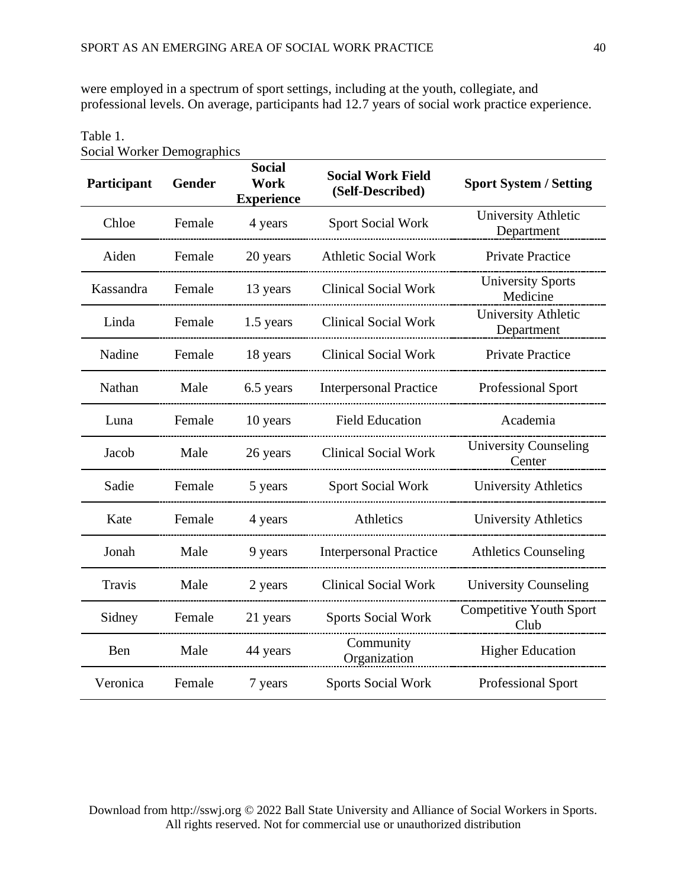were employed in a spectrum of sport settings, including at the youth, collegiate, and professional levels. On average, participants had 12.7 years of social work practice experience.

Table 1.
Social Worker Demographics

| Participant | Gender | Social Work Experience | Social Work Field (Self-Described) | Sport System / Setting |
|---|---|---|---|---|
| Chloe | Female | 4 years | Sport Social Work | University Athletic Department |
| Aiden | Female | 20 years | Athletic Social Work | Private Practice |
| Kassandra | Female | 13 years | Clinical Social Work | University Sports Medicine |
| Linda | Female | 1.5 years | Clinical Social Work | University Athletic Department |
| Nadine | Female | 18 years | Clinical Social Work | Private Practice |
| Nathan | Male | 6.5 years | Interpersonal Practice | Professional Sport |
| Luna | Female | 10 years | Field Education | Academia |
| Jacob | Male | 26 years | Clinical Social Work | University Counseling Center |
| Sadie | Female | 5 years | Sport Social Work | University Athletics |
| Kate | Female | 4 years | Athletics | University Athletics |
| Jonah | Male | 9 years | Interpersonal Practice | Athletics Counseling |
| Travis | Male | 2 years | Clinical Social Work | University Counseling |
| Sidney | Female | 21 years | Sports Social Work | Competitive Youth Sport Club |
| Ben | Male | 44 years | Community Organization | Higher Education |
| Veronica | Female | 7 years | Sports Social Work | Professional Sport |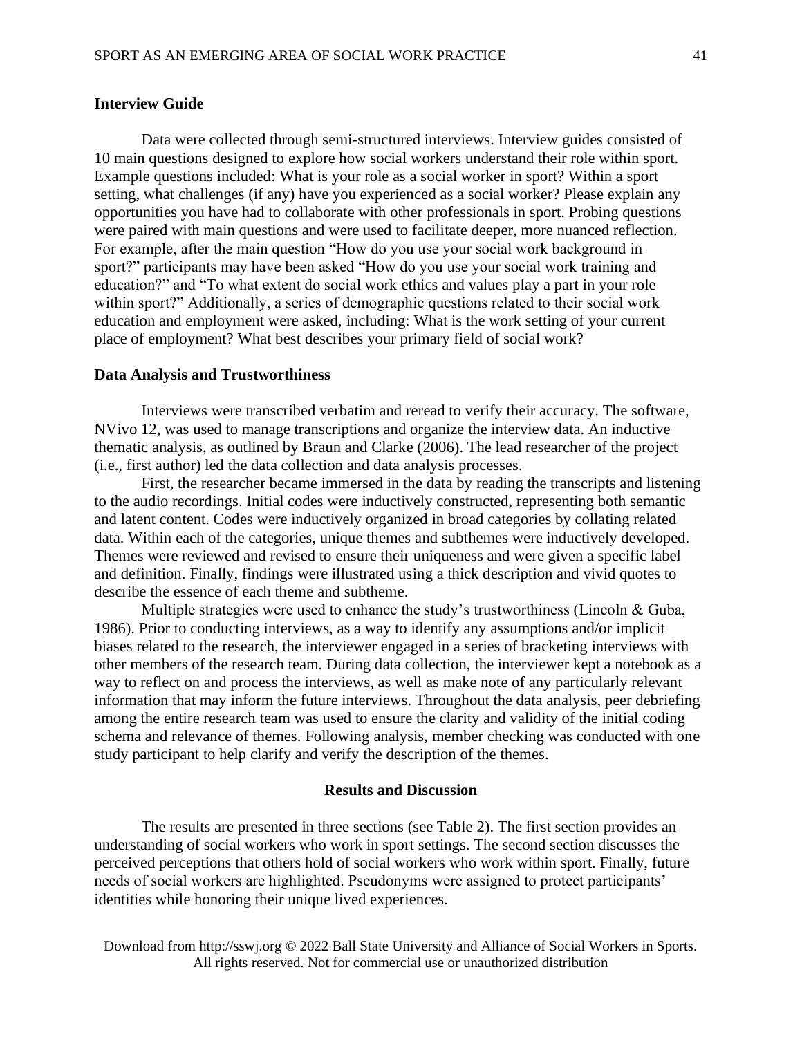### Interview Guide

Data were collected through semi-structured interviews. Interview guides consisted of 10 main questions designed to explore how social workers understand their role within sport. Example questions included: What is your role as a social worker in sport? Within a sport setting, what challenges (if any) have you experienced as a social worker? Please explain any opportunities you have had to collaborate with other professionals in sport. Probing questions were paired with main questions and were used to facilitate deeper, more nuanced reflection. For example, after the main question "How do you use your social work background in sport?" participants may have been asked "How do you use your social work training and education?" and "To what extent do social work ethics and values play a part in your role within sport?" Additionally, a series of demographic questions related to their social work education and employment were asked, including: What is the work setting of your current place of employment? What best describes your primary field of social work?

### Data Analysis and Trustworthiness

Interviews were transcribed verbatim and reread to verify their accuracy. The software, NVivo 12, was used to manage transcriptions and organize the interview data. An inductive thematic analysis, as outlined by Braun and Clarke (2006). The lead researcher of the project (i.e., first author) led the data collection and data analysis processes.

First, the researcher became immersed in the data by reading the transcripts and listening to the audio recordings. Initial codes were inductively constructed, representing both semantic and latent content. Codes were inductively organized in broad categories by collating related data. Within each of the categories, unique themes and subthemes were inductively developed. Themes were reviewed and revised to ensure their uniqueness and were given a specific label and definition. Finally, findings were illustrated using a thick description and vivid quotes to describe the essence of each theme and subtheme.

Multiple strategies were used to enhance the study's trustworthiness (Lincoln & Guba, 1986). Prior to conducting interviews, as a way to identify any assumptions and/or implicit biases related to the research, the interviewer engaged in a series of bracketing interviews with other members of the research team. During data collection, the interviewer kept a notebook as a way to reflect on and process the interviews, as well as make note of any particularly relevant information that may inform the future interviews. Throughout the data analysis, peer debriefing among the entire research team was used to ensure the clarity and validity of the initial coding schema and relevance of themes. Following analysis, member checking was conducted with one study participant to help clarify and verify the description of the themes.

## Results and Discussion

The results are presented in three sections (see Table 2). The first section provides an understanding of social workers who work in sport settings. The second section discusses the perceived perceptions that others hold of social workers who work within sport. Finally, future needs of social workers are highlighted. Pseudonyms were assigned to protect participants' identities while honoring their unique lived experiences.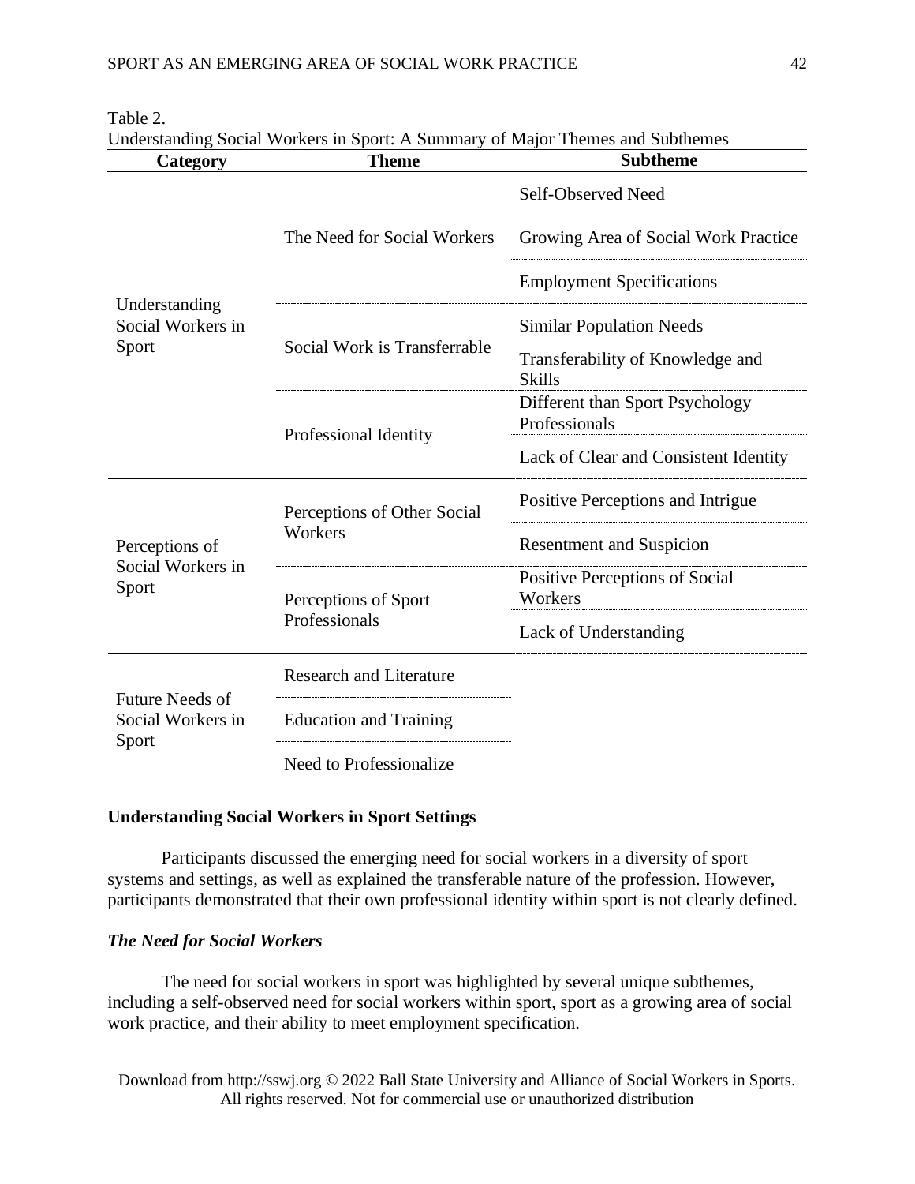Table 2.
Understanding Social Workers in Sport: A Summary of Major Themes and Subthemes

| Category | Theme | Subtheme |
|---|---|---|
| Understanding Social Workers in Sport | The Need for Social Workers | Self-Observed Need |
| | | Growing Area of Social Work Practice |
| | | Employment Specifications |
| | Social Work is Transferrable | Similar Population Needs |
| | | Transferability of Knowledge and Skills |
| | Professional Identity | Different than Sport Psychology Professionals |
| | | Lack of Clear and Consistent Identity |
| Perceptions of Social Workers in Sport | Perceptions of Other Social Workers | Positive Perceptions and Intrigue |
| | | Resentment and Suspicion |
| | Perceptions of Sport Professionals | Positive Perceptions of Social Workers |
| | | Lack of Understanding |
| Future Needs of Social Workers in Sport | Research and Literature | |
| | Education and Training | |
| | Need to Professionalize | |

## Understanding Social Workers in Sport Settings

Participants discussed the emerging need for social workers in a diversity of sport systems and settings, as well as explained the transferable nature of the profession. However, participants demonstrated that their own professional identity within sport is not clearly defined.

### *The Need for Social Workers*

The need for social workers in sport was highlighted by several unique subthemes, including a self-observed need for social workers within sport, sport as a growing area of social work practice, and their ability to meet employment specification.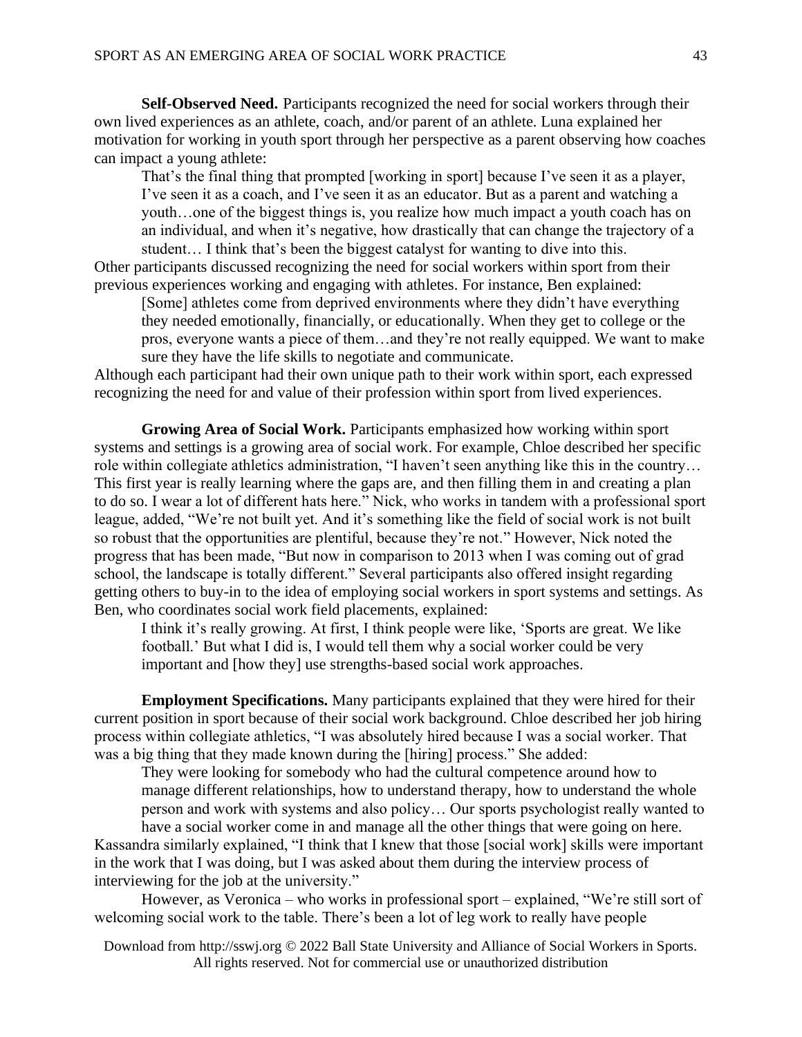**Self-Observed Need.** Participants recognized the need for social workers through their own lived experiences as an athlete, coach, and/or parent of an athlete. Luna explained her motivation for working in youth sport through her perspective as a parent observing how coaches can impact a young athlete:

> That's the final thing that prompted [working in sport] because I've seen it as a player, I've seen it as a coach, and I've seen it as an educator. But as a parent and watching a youth…one of the biggest things is, you realize how much impact a youth coach has on an individual, and when it's negative, how drastically that can change the trajectory of a student… I think that's been the biggest catalyst for wanting to dive into this.

Other participants discussed recognizing the need for social workers within sport from their previous experiences working and engaging with athletes. For instance, Ben explained:

> [Some] athletes come from deprived environments where they didn't have everything they needed emotionally, financially, or educationally. When they get to college or the pros, everyone wants a piece of them…and they're not really equipped. We want to make sure they have the life skills to negotiate and communicate.

Although each participant had their own unique path to their work within sport, each expressed recognizing the need for and value of their profession within sport from lived experiences.

**Growing Area of Social Work.** Participants emphasized how working within sport systems and settings is a growing area of social work. For example, Chloe described her specific role within collegiate athletics administration, "I haven't seen anything like this in the country… This first year is really learning where the gaps are, and then filling them in and creating a plan to do so. I wear a lot of different hats here." Nick, who works in tandem with a professional sport league, added, "We're not built yet. And it's something like the field of social work is not built so robust that the opportunities are plentiful, because they're not." However, Nick noted the progress that has been made, "But now in comparison to 2013 when I was coming out of grad school, the landscape is totally different." Several participants also offered insight regarding getting others to buy-in to the idea of employing social workers in sport systems and settings. As Ben, who coordinates social work field placements, explained:

> I think it's really growing. At first, I think people were like, 'Sports are great. We like football.' But what I did is, I would tell them why a social worker could be very important and [how they] use strengths-based social work approaches.

**Employment Specifications.** Many participants explained that they were hired for their current position in sport because of their social work background. Chloe described her job hiring process within collegiate athletics, "I was absolutely hired because I was a social worker. That was a big thing that they made known during the [hiring] process." She added:

> They were looking for somebody who had the cultural competence around how to manage different relationships, how to understand therapy, how to understand the whole person and work with systems and also policy… Our sports psychologist really wanted to have a social worker come in and manage all the other things that were going on here.

Kassandra similarly explained, "I think that I knew that those [social work] skills were important in the work that I was doing, but I was asked about them during the interview process of interviewing for the job at the university."

However, as Veronica – who works in professional sport – explained, "We're still sort of welcoming social work to the table. There's been a lot of leg work to really have people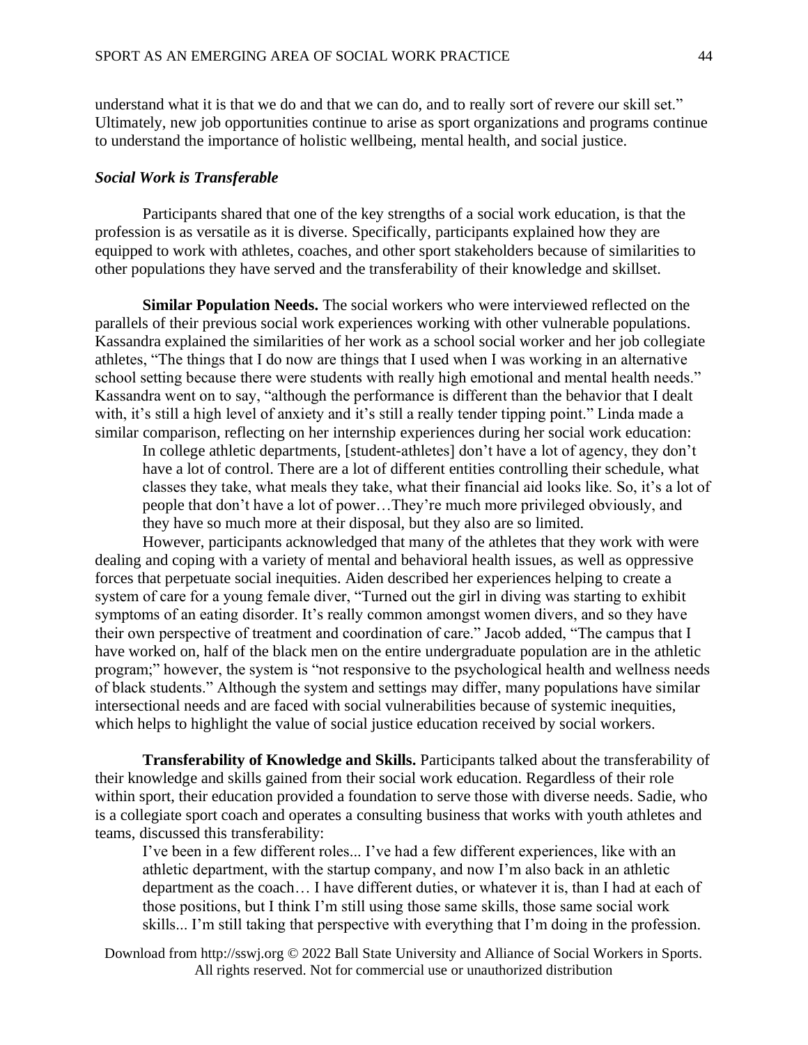understand what it is that we do and that we can do, and to really sort of revere our skill set." Ultimately, new job opportunities continue to arise as sport organizations and programs continue to understand the importance of holistic wellbeing, mental health, and social justice.

### *Social Work is Transferable*

Participants shared that one of the key strengths of a social work education, is that the profession is as versatile as it is diverse. Specifically, participants explained how they are equipped to work with athletes, coaches, and other sport stakeholders because of similarities to other populations they have served and the transferability of their knowledge and skillset.

**Similar Population Needs.** The social workers who were interviewed reflected on the parallels of their previous social work experiences working with other vulnerable populations. Kassandra explained the similarities of her work as a school social worker and her job collegiate athletes, "The things that I do now are things that I used when I was working in an alternative school setting because there were students with really high emotional and mental health needs." Kassandra went on to say, "although the performance is different than the behavior that I dealt with, it's still a high level of anxiety and it's still a really tender tipping point." Linda made a similar comparison, reflecting on her internship experiences during her social work education:

> In college athletic departments, [student-athletes] don't have a lot of agency, they don't have a lot of control. There are a lot of different entities controlling their schedule, what classes they take, what meals they take, what their financial aid looks like. So, it's a lot of people that don't have a lot of power…They're much more privileged obviously, and they have so much more at their disposal, but they also are so limited.

However, participants acknowledged that many of the athletes that they work with were dealing and coping with a variety of mental and behavioral health issues, as well as oppressive forces that perpetuate social inequities. Aiden described her experiences helping to create a system of care for a young female diver, "Turned out the girl in diving was starting to exhibit symptoms of an eating disorder. It's really common amongst women divers, and so they have their own perspective of treatment and coordination of care." Jacob added, "The campus that I have worked on, half of the black men on the entire undergraduate population are in the athletic program;" however, the system is "not responsive to the psychological health and wellness needs of black students." Although the system and settings may differ, many populations have similar intersectional needs and are faced with social vulnerabilities because of systemic inequities, which helps to highlight the value of social justice education received by social workers.

**Transferability of Knowledge and Skills.** Participants talked about the transferability of their knowledge and skills gained from their social work education. Regardless of their role within sport, their education provided a foundation to serve those with diverse needs. Sadie, who is a collegiate sport coach and operates a consulting business that works with youth athletes and teams, discussed this transferability:

> I've been in a few different roles... I've had a few different experiences, like with an athletic department, with the startup company, and now I'm also back in an athletic department as the coach… I have different duties, or whatever it is, than I had at each of those positions, but I think I'm still using those same skills, those same social work skills... I'm still taking that perspective with everything that I'm doing in the profession.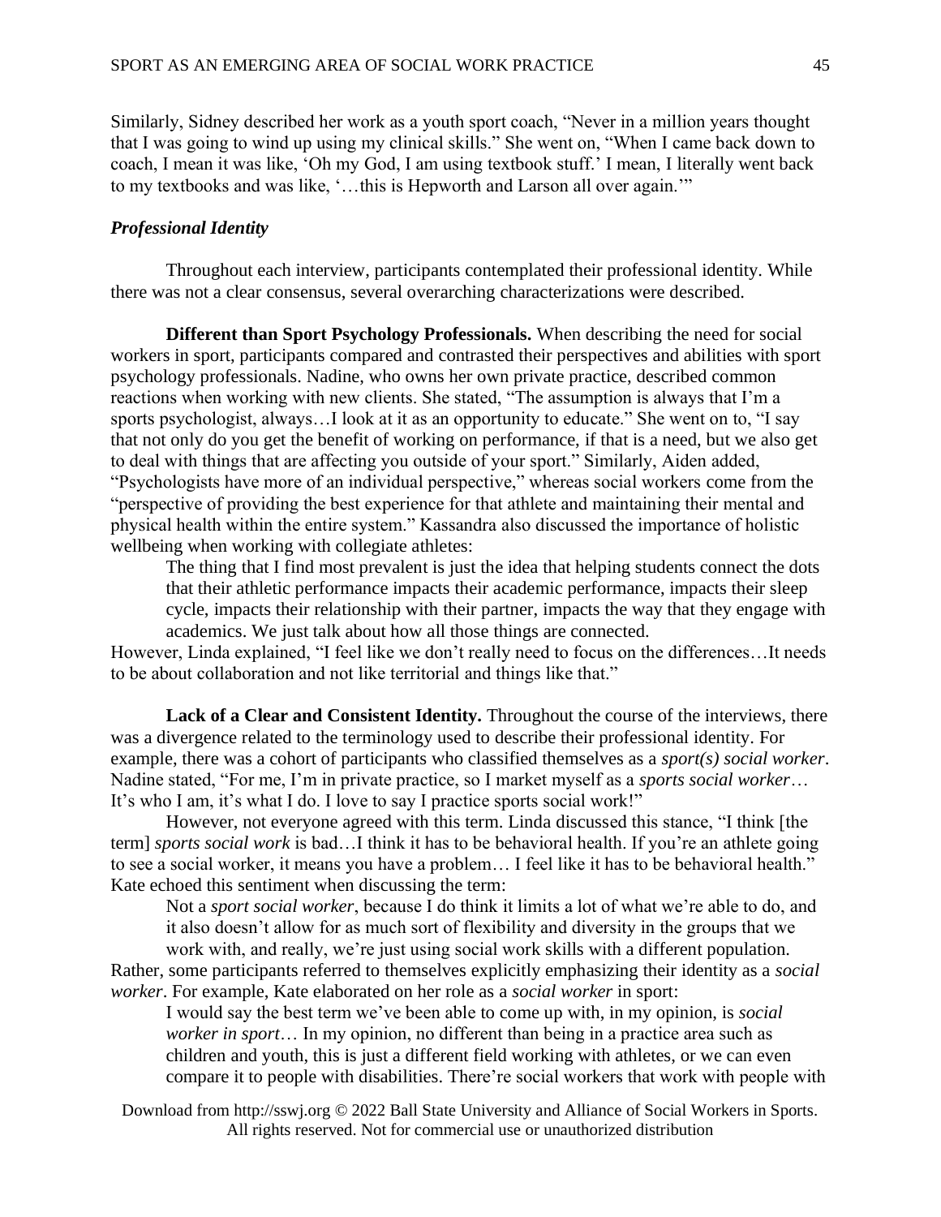Similarly, Sidney described her work as a youth sport coach, "Never in a million years thought that I was going to wind up using my clinical skills." She went on, "When I came back down to coach, I mean it was like, 'Oh my God, I am using textbook stuff.' I mean, I literally went back to my textbooks and was like, '…this is Hepworth and Larson all over again.'"

### *Professional Identity*

Throughout each interview, participants contemplated their professional identity. While there was not a clear consensus, several overarching characterizations were described.

**Different than Sport Psychology Professionals.** When describing the need for social workers in sport, participants compared and contrasted their perspectives and abilities with sport psychology professionals. Nadine, who owns her own private practice, described common reactions when working with new clients. She stated, "The assumption is always that I'm a sports psychologist, always…I look at it as an opportunity to educate." She went on to, "I say that not only do you get the benefit of working on performance, if that is a need, but we also get to deal with things that are affecting you outside of your sport." Similarly, Aiden added, "Psychologists have more of an individual perspective," whereas social workers come from the "perspective of providing the best experience for that athlete and maintaining their mental and physical health within the entire system." Kassandra also discussed the importance of holistic wellbeing when working with collegiate athletes:

> The thing that I find most prevalent is just the idea that helping students connect the dots that their athletic performance impacts their academic performance, impacts their sleep cycle, impacts their relationship with their partner, impacts the way that they engage with academics. We just talk about how all those things are connected.

However, Linda explained, "I feel like we don't really need to focus on the differences…It needs to be about collaboration and not like territorial and things like that."

**Lack of a Clear and Consistent Identity.** Throughout the course of the interviews, there was a divergence related to the terminology used to describe their professional identity. For example, there was a cohort of participants who classified themselves as a *sport(s) social worker*. Nadine stated, "For me, I'm in private practice, so I market myself as a *sports social worker*… It's who I am, it's what I do. I love to say I practice sports social work!"

However, not everyone agreed with this term. Linda discussed this stance, "I think [the term] *sports social work* is bad…I think it has to be behavioral health. If you're an athlete going to see a social worker, it means you have a problem… I feel like it has to be behavioral health." Kate echoed this sentiment when discussing the term:

> Not a *sport social worker*, because I do think it limits a lot of what we're able to do, and it also doesn't allow for as much sort of flexibility and diversity in the groups that we work with, and really, we're just using social work skills with a different population.

Rather, some participants referred to themselves explicitly emphasizing their identity as a *social worker*. For example, Kate elaborated on her role as a *social worker* in sport:

> I would say the best term we've been able to come up with, in my opinion, is *social worker in sport*… In my opinion, no different than being in a practice area such as children and youth, this is just a different field working with athletes, or we can even compare it to people with disabilities. There're social workers that work with people with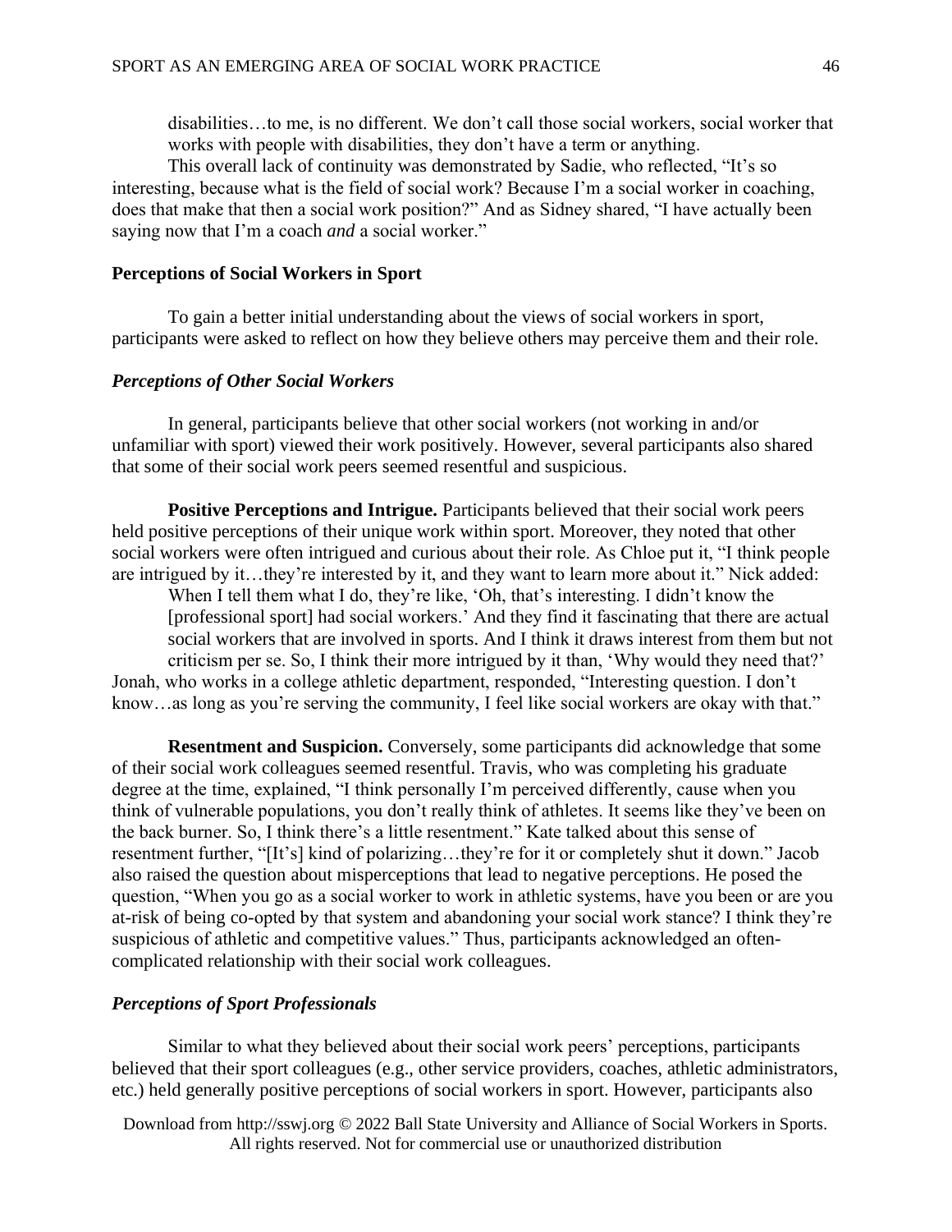> disabilities…to me, is no different. We don't call those social workers, social worker that works with people with disabilities, they don't have a term or anything.

This overall lack of continuity was demonstrated by Sadie, who reflected, "It's so interesting, because what is the field of social work? Because I'm a social worker in coaching, does that make that then a social work position?" And as Sidney shared, "I have actually been saying now that I'm a coach *and* a social worker."

### Perceptions of Social Workers in Sport

To gain a better initial understanding about the views of social workers in sport, participants were asked to reflect on how they believe others may perceive them and their role.

#### *Perceptions of Other Social Workers*

In general, participants believe that other social workers (not working in and/or unfamiliar with sport) viewed their work positively. However, several participants also shared that some of their social work peers seemed resentful and suspicious.

**Positive Perceptions and Intrigue.** Participants believed that their social work peers held positive perceptions of their unique work within sport. Moreover, they noted that other social workers were often intrigued and curious about their role. As Chloe put it, "I think people are intrigued by it…they're interested by it, and they want to learn more about it." Nick added:

> When I tell them what I do, they're like, 'Oh, that's interesting. I didn't know the [professional sport] had social workers.' And they find it fascinating that there are actual social workers that are involved in sports. And I think it draws interest from them but not criticism per se. So, I think their more intrigued by it than, 'Why would they need that?'

Jonah, who works in a college athletic department, responded, "Interesting question. I don't know…as long as you're serving the community, I feel like social workers are okay with that."

**Resentment and Suspicion.** Conversely, some participants did acknowledge that some of their social work colleagues seemed resentful. Travis, who was completing his graduate degree at the time, explained, "I think personally I'm perceived differently, cause when you think of vulnerable populations, you don't really think of athletes. It seems like they've been on the back burner. So, I think there's a little resentment." Kate talked about this sense of resentment further, "[It's] kind of polarizing…they're for it or completely shut it down." Jacob also raised the question about misperceptions that lead to negative perceptions. He posed the question, "When you go as a social worker to work in athletic systems, have you been or are you at-risk of being co-opted by that system and abandoning your social work stance? I think they're suspicious of athletic and competitive values." Thus, participants acknowledged an often-complicated relationship with their social work colleagues.

#### *Perceptions of Sport Professionals*

Similar to what they believed about their social work peers' perceptions, participants believed that their sport colleagues (e.g., other service providers, coaches, athletic administrators, etc.) held generally positive perceptions of social workers in sport. However, participants also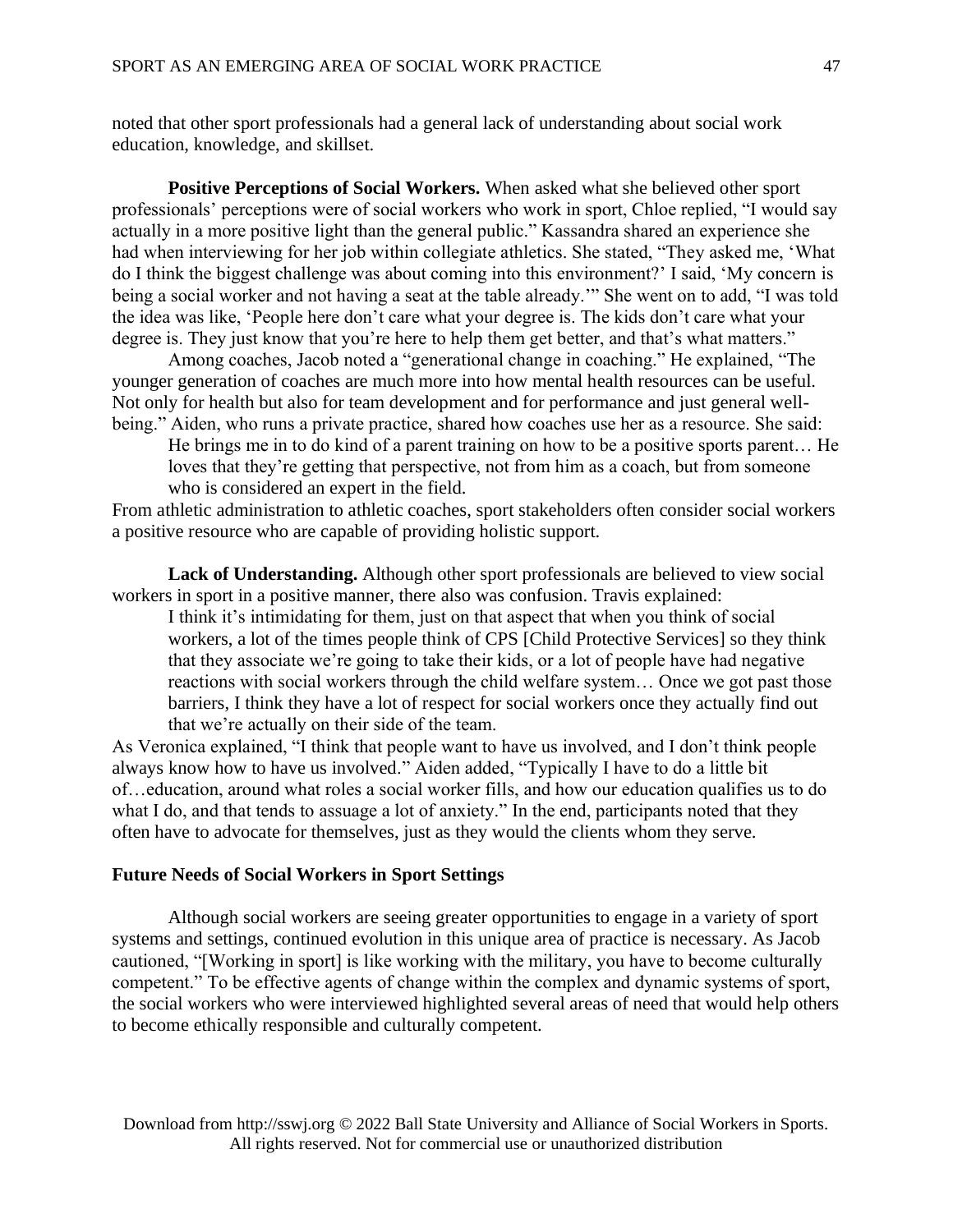noted that other sport professionals had a general lack of understanding about social work education, knowledge, and skillset.

**Positive Perceptions of Social Workers.** When asked what she believed other sport professionals' perceptions were of social workers who work in sport, Chloe replied, "I would say actually in a more positive light than the general public." Kassandra shared an experience she had when interviewing for her job within collegiate athletics. She stated, "They asked me, 'What do I think the biggest challenge was about coming into this environment?' I said, 'My concern is being a social worker and not having a seat at the table already.'" She went on to add, "I was told the idea was like, 'People here don't care what your degree is. The kids don't care what your degree is. They just know that you're here to help them get better, and that's what matters."

Among coaches, Jacob noted a "generational change in coaching." He explained, "The younger generation of coaches are much more into how mental health resources can be useful. Not only for health but also for team development and for performance and just general well-being." Aiden, who runs a private practice, shared how coaches use her as a resource. She said:

> He brings me in to do kind of a parent training on how to be a positive sports parent… He loves that they're getting that perspective, not from him as a coach, but from someone who is considered an expert in the field.

From athletic administration to athletic coaches, sport stakeholders often consider social workers a positive resource who are capable of providing holistic support.

**Lack of Understanding.** Although other sport professionals are believed to view social workers in sport in a positive manner, there also was confusion. Travis explained:

> I think it's intimidating for them, just on that aspect that when you think of social workers, a lot of the times people think of CPS [Child Protective Services] so they think that they associate we're going to take their kids, or a lot of people have had negative reactions with social workers through the child welfare system… Once we got past those barriers, I think they have a lot of respect for social workers once they actually find out that we're actually on their side of the team.

As Veronica explained, "I think that people want to have us involved, and I don't think people always know how to have us involved." Aiden added, "Typically I have to do a little bit of…education, around what roles a social worker fills, and how our education qualifies us to do what I do, and that tends to assuage a lot of anxiety." In the end, participants noted that they often have to advocate for themselves, just as they would the clients whom they serve.

### Future Needs of Social Workers in Sport Settings

Although social workers are seeing greater opportunities to engage in a variety of sport systems and settings, continued evolution in this unique area of practice is necessary. As Jacob cautioned, "[Working in sport] is like working with the military, you have to become culturally competent." To be effective agents of change within the complex and dynamic systems of sport, the social workers who were interviewed highlighted several areas of need that would help others to become ethically responsible and culturally competent.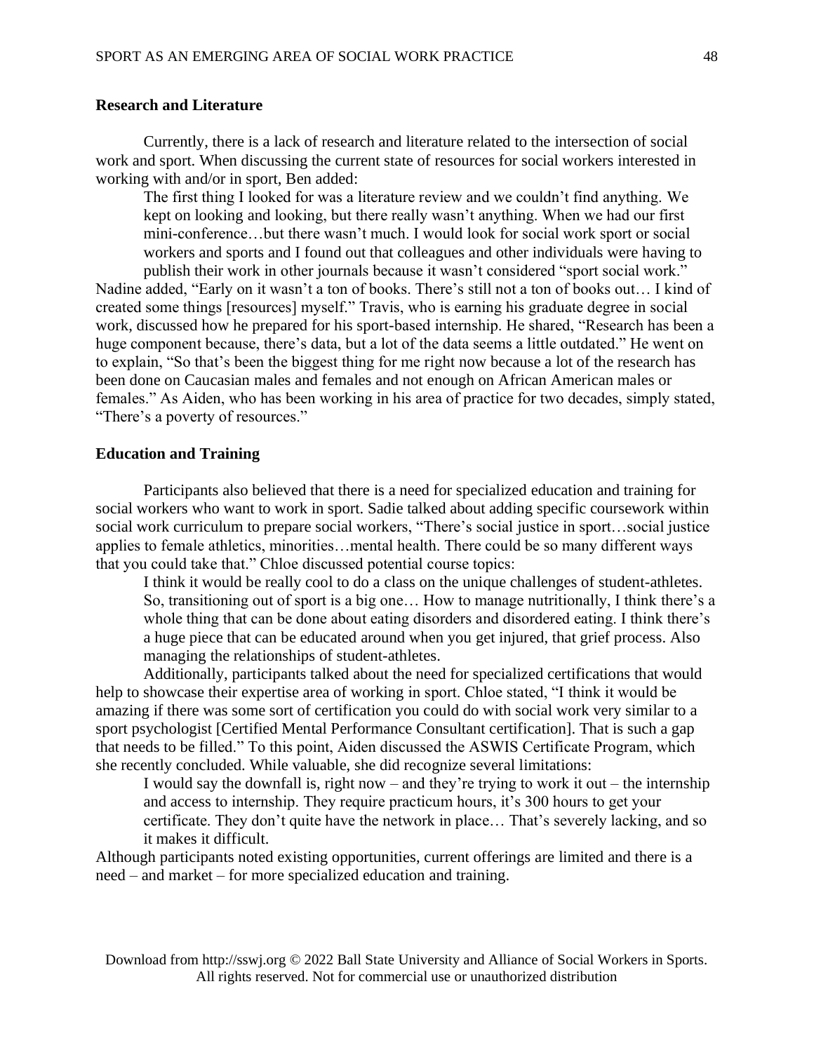### Research and Literature

Currently, there is a lack of research and literature related to the intersection of social work and sport. When discussing the current state of resources for social workers interested in working with and/or in sport, Ben added:

> The first thing I looked for was a literature review and we couldn't find anything. We kept on looking and looking, but there really wasn't anything. When we had our first mini-conference…but there wasn't much. I would look for social work sport or social workers and sports and I found out that colleagues and other individuals were having to publish their work in other journals because it wasn't considered "sport social work."

Nadine added, "Early on it wasn't a ton of books. There's still not a ton of books out… I kind of created some things [resources] myself." Travis, who is earning his graduate degree in social work, discussed how he prepared for his sport-based internship. He shared, "Research has been a huge component because, there's data, but a lot of the data seems a little outdated." He went on to explain, "So that's been the biggest thing for me right now because a lot of the research has been done on Caucasian males and females and not enough on African American males or females." As Aiden, who has been working in his area of practice for two decades, simply stated, "There's a poverty of resources."

### Education and Training

Participants also believed that there is a need for specialized education and training for social workers who want to work in sport. Sadie talked about adding specific coursework within social work curriculum to prepare social workers, "There's social justice in sport…social justice applies to female athletics, minorities…mental health. There could be so many different ways that you could take that." Chloe discussed potential course topics:

> I think it would be really cool to do a class on the unique challenges of student-athletes. So, transitioning out of sport is a big one… How to manage nutritionally, I think there's a whole thing that can be done about eating disorders and disordered eating. I think there's a huge piece that can be educated around when you get injured, that grief process. Also managing the relationships of student-athletes.

Additionally, participants talked about the need for specialized certifications that would help to showcase their expertise area of working in sport. Chloe stated, "I think it would be amazing if there was some sort of certification you could do with social work very similar to a sport psychologist [Certified Mental Performance Consultant certification]. That is such a gap that needs to be filled." To this point, Aiden discussed the ASWIS Certificate Program, which she recently concluded. While valuable, she did recognize several limitations:

> I would say the downfall is, right now – and they're trying to work it out – the internship and access to internship. They require practicum hours, it's 300 hours to get your certificate. They don't quite have the network in place… That's severely lacking, and so it makes it difficult.

Although participants noted existing opportunities, current offerings are limited and there is a need – and market – for more specialized education and training.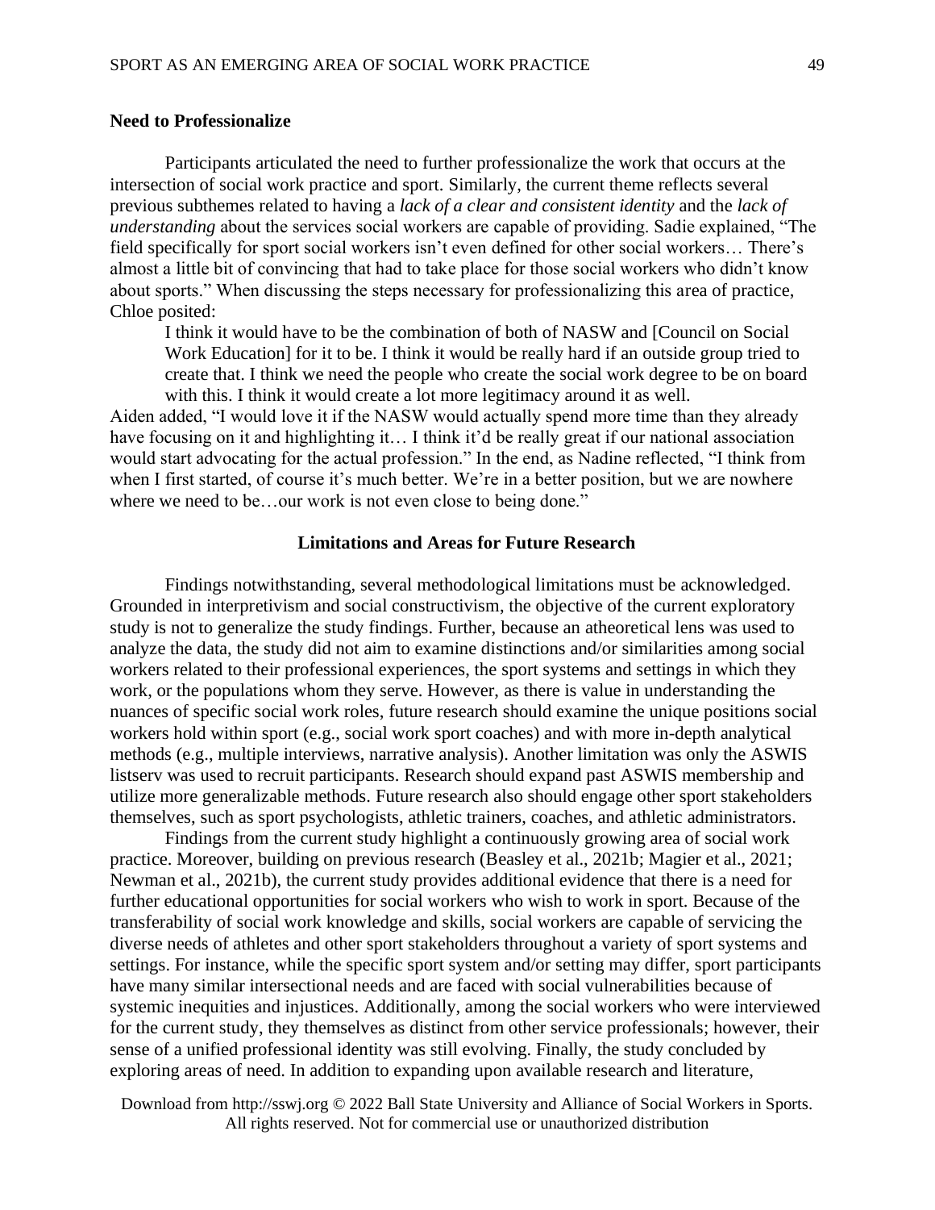### Need to Professionalize

Participants articulated the need to further professionalize the work that occurs at the intersection of social work practice and sport. Similarly, the current theme reflects several previous subthemes related to having a *lack of a clear and consistent identity* and the *lack of understanding* about the services social workers are capable of providing. Sadie explained, "The field specifically for sport social workers isn't even defined for other social workers… There's almost a little bit of convincing that had to take place for those social workers who didn't know about sports." When discussing the steps necessary for professionalizing this area of practice, Chloe posited:

> I think it would have to be the combination of both of NASW and [Council on Social Work Education] for it to be. I think it would be really hard if an outside group tried to create that. I think we need the people who create the social work degree to be on board with this. I think it would create a lot more legitimacy around it as well.

Aiden added, "I would love it if the NASW would actually spend more time than they already have focusing on it and highlighting it… I think it'd be really great if our national association would start advocating for the actual profession." In the end, as Nadine reflected, "I think from when I first started, of course it's much better. We're in a better position, but we are nowhere where we need to be…our work is not even close to being done."

## Limitations and Areas for Future Research

Findings notwithstanding, several methodological limitations must be acknowledged. Grounded in interpretivism and social constructivism, the objective of the current exploratory study is not to generalize the study findings. Further, because an atheoretical lens was used to analyze the data, the study did not aim to examine distinctions and/or similarities among social workers related to their professional experiences, the sport systems and settings in which they work, or the populations whom they serve. However, as there is value in understanding the nuances of specific social work roles, future research should examine the unique positions social workers hold within sport (e.g., social work sport coaches) and with more in-depth analytical methods (e.g., multiple interviews, narrative analysis). Another limitation was only the ASWIS listserv was used to recruit participants. Research should expand past ASWIS membership and utilize more generalizable methods. Future research also should engage other sport stakeholders themselves, such as sport psychologists, athletic trainers, coaches, and athletic administrators.

Findings from the current study highlight a continuously growing area of social work practice. Moreover, building on previous research (Beasley et al., 2021b; Magier et al., 2021; Newman et al., 2021b), the current study provides additional evidence that there is a need for further educational opportunities for social workers who wish to work in sport. Because of the transferability of social work knowledge and skills, social workers are capable of servicing the diverse needs of athletes and other sport stakeholders throughout a variety of sport systems and settings. For instance, while the specific sport system and/or setting may differ, sport participants have many similar intersectional needs and are faced with social vulnerabilities because of systemic inequities and injustices. Additionally, among the social workers who were interviewed for the current study, they themselves as distinct from other service professionals; however, their sense of a unified professional identity was still evolving. Finally, the study concluded by exploring areas of need. In addition to expanding upon available research and literature,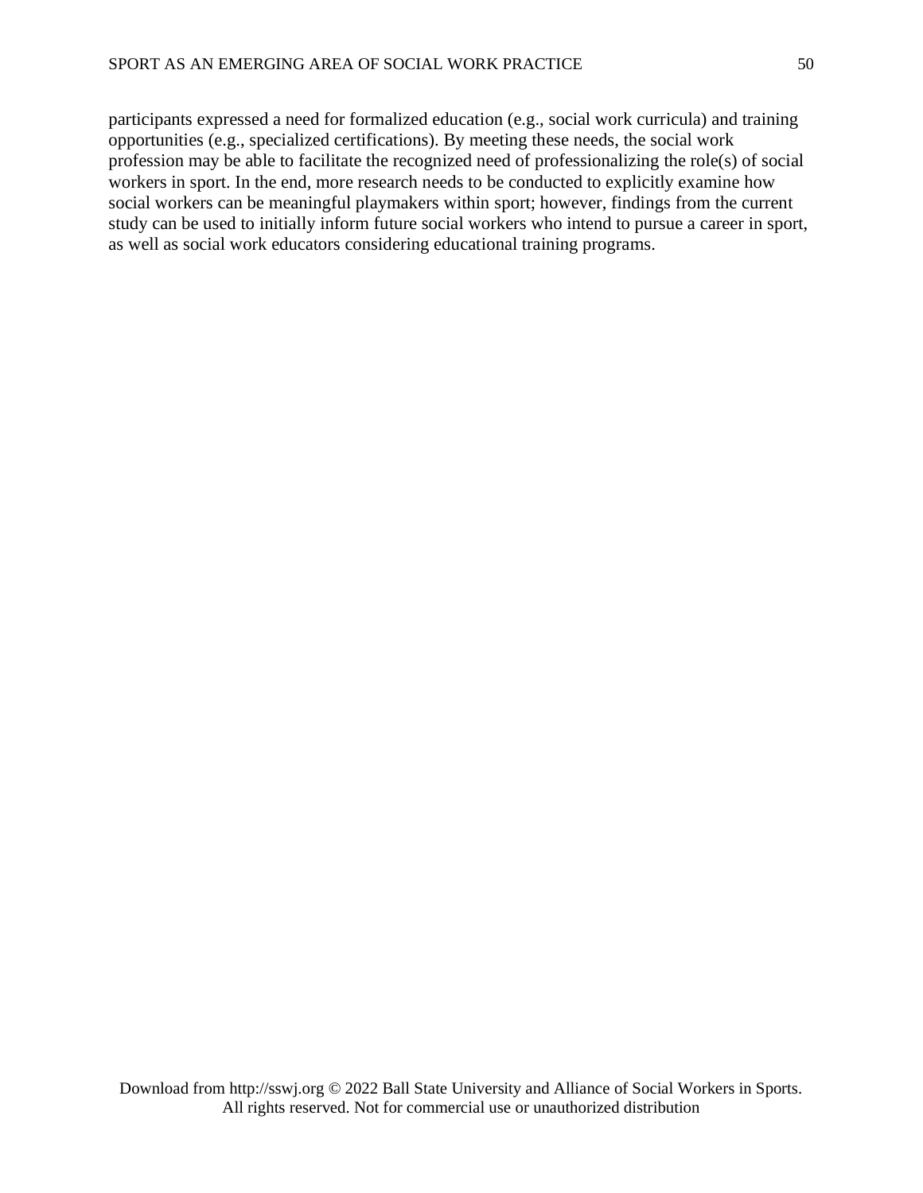participants expressed a need for formalized education (e.g., social work curricula) and training opportunities (e.g., specialized certifications). By meeting these needs, the social work profession may be able to facilitate the recognized need of professionalizing the role(s) of social workers in sport. In the end, more research needs to be conducted to explicitly examine how social workers can be meaningful playmakers within sport; however, findings from the current study can be used to initially inform future social workers who intend to pursue a career in sport, as well as social work educators considering educational training programs.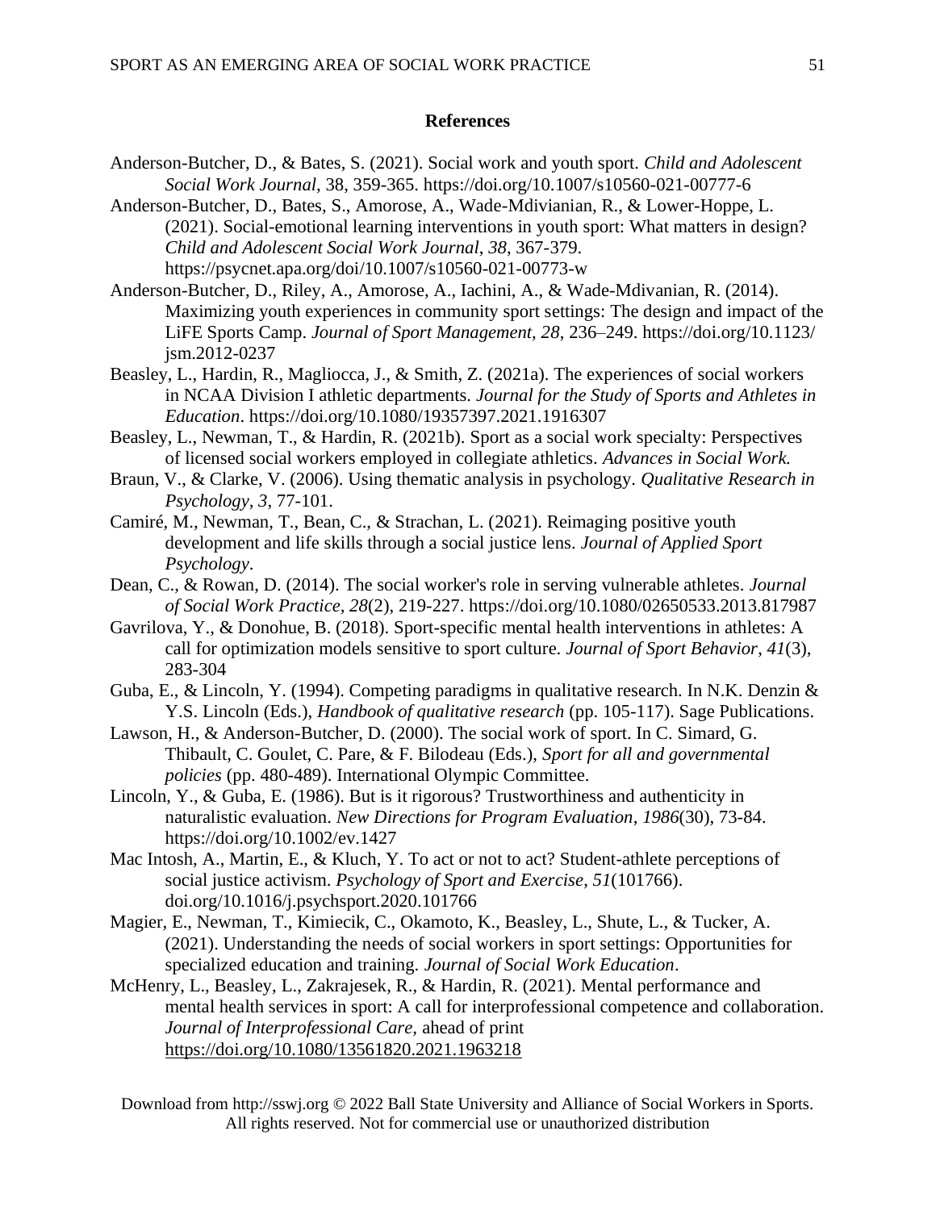## References

Anderson-Butcher, D., & Bates, S. (2021). Social work and youth sport. *Child and Adolescent Social Work Journal*, 38, 359-365. https://doi.org/10.1007/s10560-021-00777-6

Anderson-Butcher, D., Bates, S., Amorose, A., Wade-Mdivianian, R., & Lower-Hoppe, L. (2021). Social-emotional learning interventions in youth sport: What matters in design? *Child and Adolescent Social Work Journal*, *38*, 367-379. https://psycnet.apa.org/doi/10.1007/s10560-021-00773-w

Anderson-Butcher, D., Riley, A., Amorose, A., Iachini, A., & Wade-Mdivanian, R. (2014). Maximizing youth experiences in community sport settings: The design and impact of the LiFE Sports Camp. *Journal of Sport Management*, *28*, 236–249. https://doi.org/10.1123/jsm.2012-0237

Beasley, L., Hardin, R., Magliocca, J., & Smith, Z. (2021a). The experiences of social workers in NCAA Division I athletic departments. *Journal for the Study of Sports and Athletes in Education*. https://doi.org/10.1080/19357397.2021.1916307

Beasley, L., Newman, T., & Hardin, R. (2021b). Sport as a social work specialty: Perspectives of licensed social workers employed in collegiate athletics. *Advances in Social Work.*

Braun, V., & Clarke, V. (2006). Using thematic analysis in psychology. *Qualitative Research in Psychology, 3*, 77-101.

Camiré, M., Newman, T., Bean, C., & Strachan, L. (2021). Reimaging positive youth development and life skills through a social justice lens. *Journal of Applied Sport Psychology*.

Dean, C., & Rowan, D. (2014). The social worker's role in serving vulnerable athletes. *Journal of Social Work Practice, 28*(2), 219-227. https://doi.org/10.1080/02650533.2013.817987

Gavrilova, Y., & Donohue, B. (2018). Sport-specific mental health interventions in athletes: A call for optimization models sensitive to sport culture. *Journal of Sport Behavior*, *41*(3), 283-304

Guba, E., & Lincoln, Y. (1994). Competing paradigms in qualitative research. In N.K. Denzin & Y.S. Lincoln (Eds.), *Handbook of qualitative research* (pp. 105-117). Sage Publications.

Lawson, H., & Anderson-Butcher, D. (2000). The social work of sport. In C. Simard, G. Thibault, C. Goulet, C. Pare, & F. Bilodeau (Eds.), *Sport for all and governmental policies* (pp. 480-489). International Olympic Committee.

Lincoln, Y., & Guba, E. (1986). But is it rigorous? Trustworthiness and authenticity in naturalistic evaluation. *New Directions for Program Evaluation*, *1986*(30), 73-84. https://doi.org/10.1002/ev.1427

Mac Intosh, A., Martin, E., & Kluch, Y. To act or not to act? Student-athlete perceptions of social justice activism. *Psychology of Sport and Exercise*, *51*(101766). doi.org/10.1016/j.psychsport.2020.101766

Magier, E., Newman, T., Kimiecik, C., Okamoto, K., Beasley, L., Shute, L., & Tucker, A. (2021). Understanding the needs of social workers in sport settings: Opportunities for specialized education and training. *Journal of Social Work Education*.

McHenry, L., Beasley, L., Zakrajesek, R., & Hardin, R. (2021). Mental performance and mental health services in sport: A call for interprofessional competence and collaboration. *Journal of Interprofessional Care*, ahead of print https://doi.org/10.1080/13561820.2021.1963218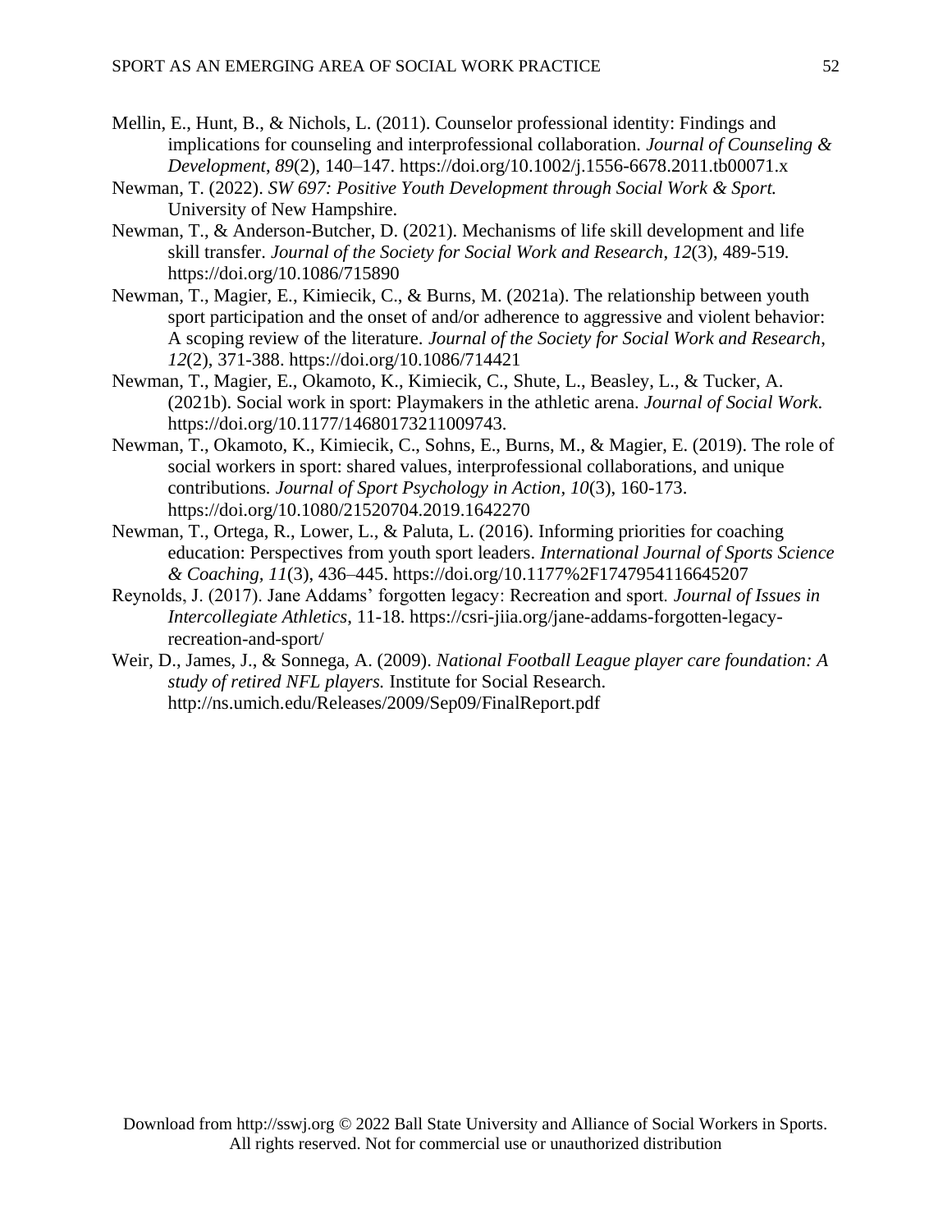Mellin, E., Hunt, B., & Nichols, L. (2011). Counselor professional identity: Findings and implications for counseling and interprofessional collaboration. *Journal of Counseling & Development*, *89*(2), 140–147. https://doi.org/10.1002/j.1556-6678.2011.tb00071.x

Newman, T. (2022). *SW 697: Positive Youth Development through Social Work & Sport.* University of New Hampshire.

Newman, T., & Anderson-Butcher, D. (2021). Mechanisms of life skill development and life skill transfer. *Journal of the Society for Social Work and Research*, *12*(3), 489-519. https://doi.org/10.1086/715890

Newman, T., Magier, E., Kimiecik, C., & Burns, M. (2021a). The relationship between youth sport participation and the onset of and/or adherence to aggressive and violent behavior: A scoping review of the literature. *Journal of the Society for Social Work and Research*, *12*(2), 371-388. https://doi.org/10.1086/714421

Newman, T., Magier, E., Okamoto, K., Kimiecik, C., Shute, L., Beasley, L., & Tucker, A. (2021b). Social work in sport: Playmakers in the athletic arena. *Journal of Social Work.* https://doi.org/10.1177/14680173211009743.

Newman, T., Okamoto, K., Kimiecik, C., Sohns, E., Burns, M., & Magier, E. (2019). The role of social workers in sport: shared values, interprofessional collaborations, and unique contributions. *Journal of Sport Psychology in Action*, *10*(3), 160-173. https://doi.org/10.1080/21520704.2019.1642270

Newman, T., Ortega, R., Lower, L., & Paluta, L. (2016). Informing priorities for coaching education: Perspectives from youth sport leaders. *International Journal of Sports Science & Coaching*, *11*(3), 436–445. https://doi.org/10.1177%2F1747954116645207

Reynolds, J. (2017). Jane Addams' forgotten legacy: Recreation and sport. *Journal of Issues in Intercollegiate Athletics*, 11-18. https://csri-jiia.org/jane-addams-forgotten-legacy-recreation-and-sport/

Weir, D., James, J., & Sonnega, A. (2009). *National Football League player care foundation: A study of retired NFL players.* Institute for Social Research. http://ns.umich.edu/Releases/2009/Sep09/FinalReport.pdf